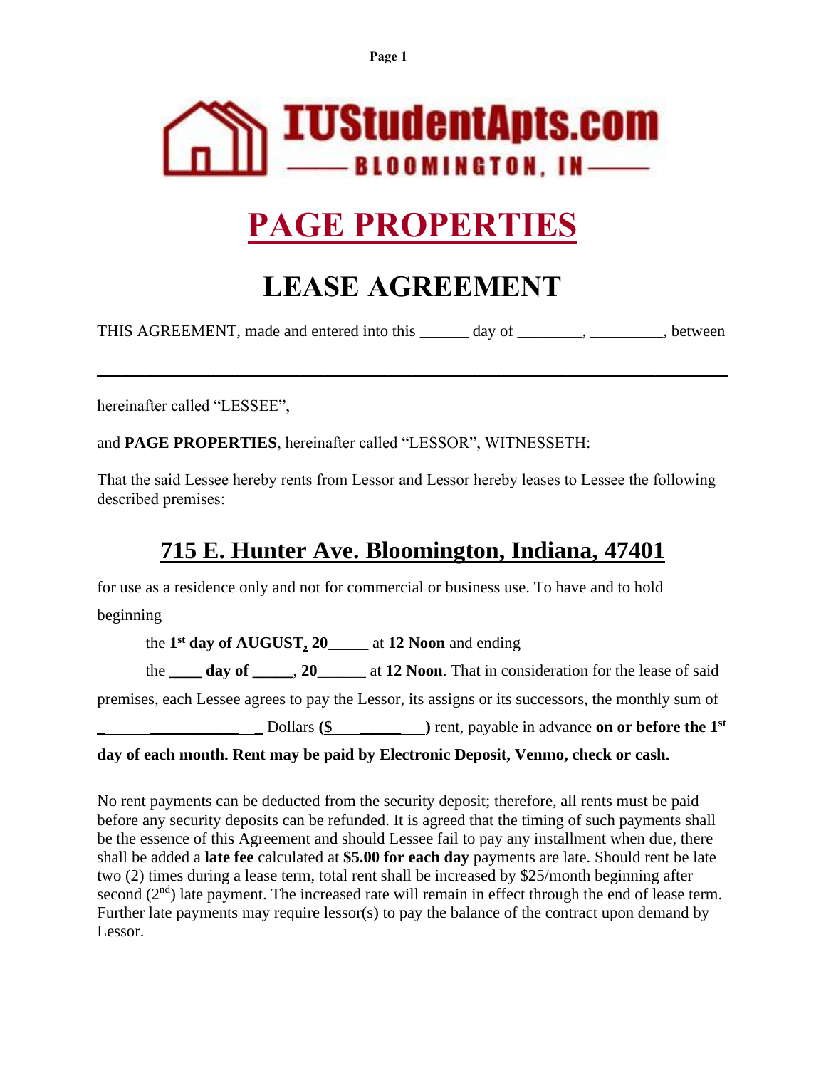IUStudentApts.com

BLOOMINGTON, IN

# PAGE PROPERTIES

# LEASE AGREEMENT

THIS AGREEMENT, made and entered into this ______ day of ________, _________, between

_______________________________________________________________

hereinafter called "LESSEE",

and **PAGE PROPERTIES**, hereinafter called "LESSOR", WITNESSETH:

That the said Lessee hereby rents from Lessor and Lessor hereby leases to Lessee the following described premises:

## 715 E. Hunter Ave. Bloomington, Indiana, 47401

for use as a residence only and not for commercial or business use. To have and to hold beginning

the **1st day of AUGUST, 20**_____ at **12 Noon** and ending

the **____ day of _____**, **20**______ at **12 Noon**. That in consideration for the lease of said premises, each Lessee agrees to pay the Lessor, its assigns or its successors, the monthly sum of ______________________ Dollars **($____________)** rent, payable in advance **on or before the 1st day of each month. Rent may be paid by Electronic Deposit, Venmo, check or cash.**

No rent payments can be deducted from the security deposit; therefore, all rents must be paid before any security deposits can be refunded. It is agreed that the timing of such payments shall be the essence of this Agreement and should Lessee fail to pay any installment when due, there shall be added a **late fee** calculated at **$5.00 for each day** payments are late. Should rent be late two (2) times during a lease term, total rent shall be increased by $25/month beginning after second (2nd) late payment. The increased rate will remain in effect through the end of lease term. Further late payments may require lessor(s) to pay the balance of the contract upon demand by Lessor.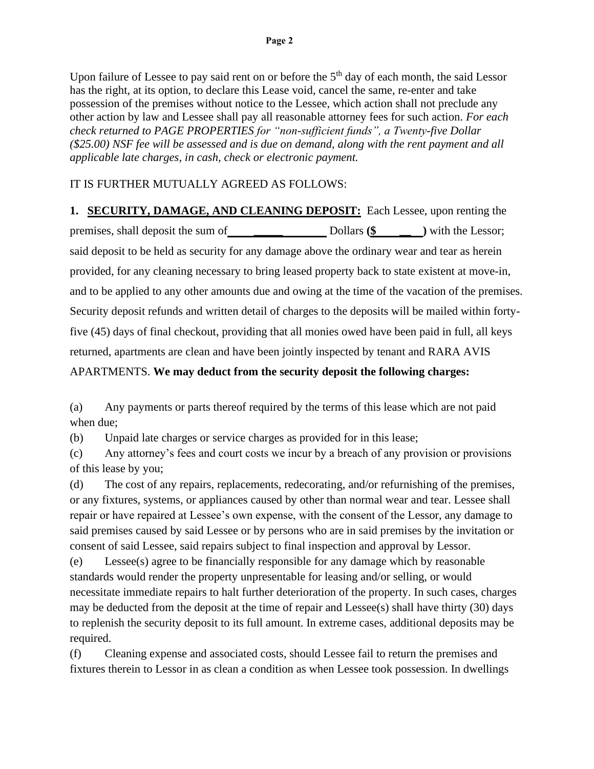Upon failure of Lessee to pay said rent on or before the 5th day of each month, the said Lessor has the right, at its option, to declare this Lease void, cancel the same, re-enter and take possession of the premises without notice to the Lessee, which action shall not preclude any other action by law and Lessee shall pay all reasonable attorney fees for such action. *For each check returned to PAGE PROPERTIES for "non-sufficient funds", a Twenty-five Dollar ($25.00) NSF fee will be assessed and is due on demand, along with the rent payment and all applicable late charges, in cash, check or electronic payment.*

IT IS FURTHER MUTUALLY AGREED AS FOLLOWS:

**1. SECURITY, DAMAGE, AND CLEANING DEPOSIT:** Each Lessee, upon renting the premises, shall deposit the sum of_______________ Dollars **($________)** with the Lessor; said deposit to be held as security for any damage above the ordinary wear and tear as herein provided, for any cleaning necessary to bring leased property back to state existent at move-in, and to be applied to any other amounts due and owing at the time of the vacation of the premises. Security deposit refunds and written detail of charges to the deposits will be mailed within forty-five (45) days of final checkout, providing that all monies owed have been paid in full, all keys returned, apartments are clean and have been jointly inspected by tenant and RARA AVIS APARTMENTS. **We may deduct from the security deposit the following charges:**

(a) Any payments or parts thereof required by the terms of this lease which are not paid when due;

(b) Unpaid late charges or service charges as provided for in this lease;

(c) Any attorney's fees and court costs we incur by a breach of any provision or provisions of this lease by you;

(d) The cost of any repairs, replacements, redecorating, and/or refurnishing of the premises, or any fixtures, systems, or appliances caused by other than normal wear and tear. Lessee shall repair or have repaired at Lessee's own expense, with the consent of the Lessor, any damage to said premises caused by said Lessee or by persons who are in said premises by the invitation or consent of said Lessee, said repairs subject to final inspection and approval by Lessor.

(e) Lessee(s) agree to be financially responsible for any damage which by reasonable standards would render the property unpresentable for leasing and/or selling, or would necessitate immediate repairs to halt further deterioration of the property. In such cases, charges may be deducted from the deposit at the time of repair and Lessee(s) shall have thirty (30) days to replenish the security deposit to its full amount. In extreme cases, additional deposits may be required.

(f) Cleaning expense and associated costs, should Lessee fail to return the premises and fixtures therein to Lessor in as clean a condition as when Lessee took possession. In dwellings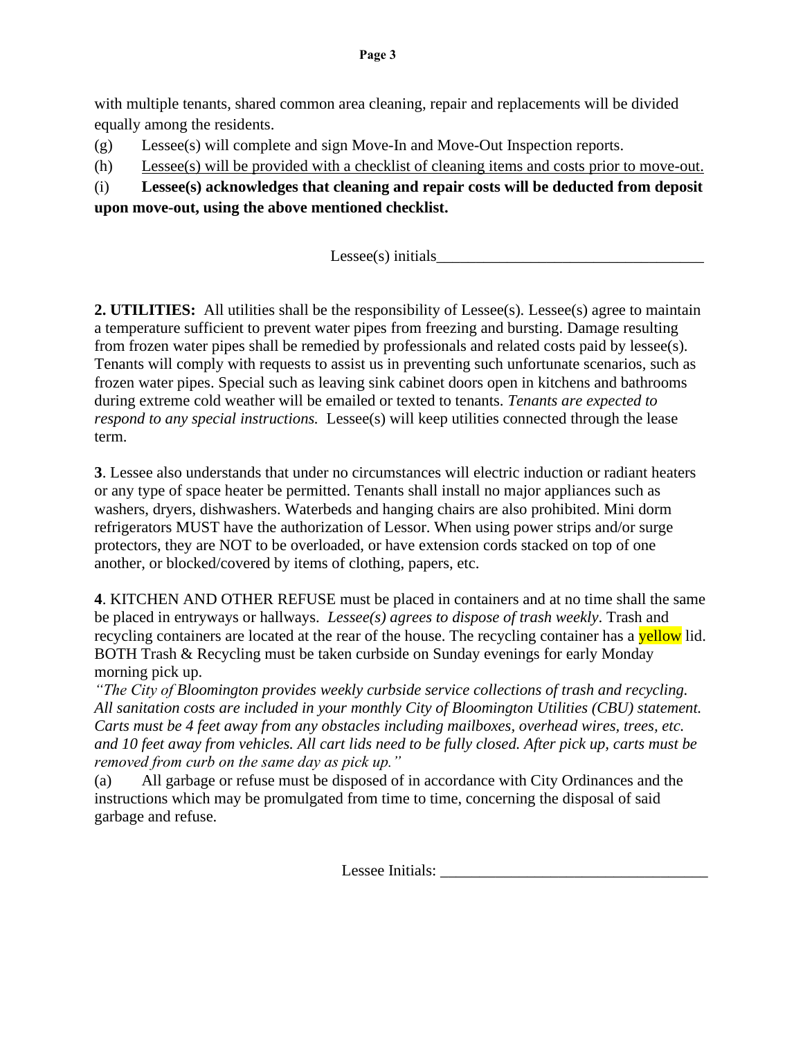with multiple tenants, shared common area cleaning, repair and replacements will be divided equally among the residents.

(g) Lessee(s) will complete and sign Move-In and Move-Out Inspection reports.

(h) <u>Lessee(s) will be provided with a checklist of cleaning items and costs prior to move-out.</u>

(i) **Lessee(s) acknowledges that cleaning and repair costs will be deducted from deposit upon move-out, using the above mentioned checklist.**

Lessee(s) initials__________________________________

**2. UTILITIES:** All utilities shall be the responsibility of Lessee(s). Lessee(s) agree to maintain a temperature sufficient to prevent water pipes from freezing and bursting. Damage resulting from frozen water pipes shall be remedied by professionals and related costs paid by lessee(s). Tenants will comply with requests to assist us in preventing such unfortunate scenarios, such as frozen water pipes. Special such as leaving sink cabinet doors open in kitchens and bathrooms during extreme cold weather will be emailed or texted to tenants. *Tenants are expected to respond to any special instructions.* Lessee(s) will keep utilities connected through the lease term.

**3**. Lessee also understands that under no circumstances will electric induction or radiant heaters or any type of space heater be permitted. Tenants shall install no major appliances such as washers, dryers, dishwashers. Waterbeds and hanging chairs are also prohibited. Mini dorm refrigerators MUST have the authorization of Lessor. When using power strips and/or surge protectors, they are NOT to be overloaded, or have extension cords stacked on top of one another, or blocked/covered by items of clothing, papers, etc.

**4**. KITCHEN AND OTHER REFUSE must be placed in containers and at no time shall the same be placed in entryways or hallways. *Lessee(s) agrees to dispose of trash weekly*. Trash and recycling containers are located at the rear of the house. The recycling container has a yellow lid. BOTH Trash & Recycling must be taken curbside on Sunday evenings for early Monday morning pick up.

*"The City of Bloomington provides weekly curbside service collections of trash and recycling. All sanitation costs are included in your monthly City of Bloomington Utilities (CBU) statement. Carts must be 4 feet away from any obstacles including mailboxes, overhead wires, trees, etc. and 10 feet away from vehicles. All cart lids need to be fully closed. After pick up, carts must be removed from curb on the same day as pick up."*

(a) All garbage or refuse must be disposed of in accordance with City Ordinances and the instructions which may be promulgated from time to time, concerning the disposal of said garbage and refuse.

Lessee Initials: __________________________________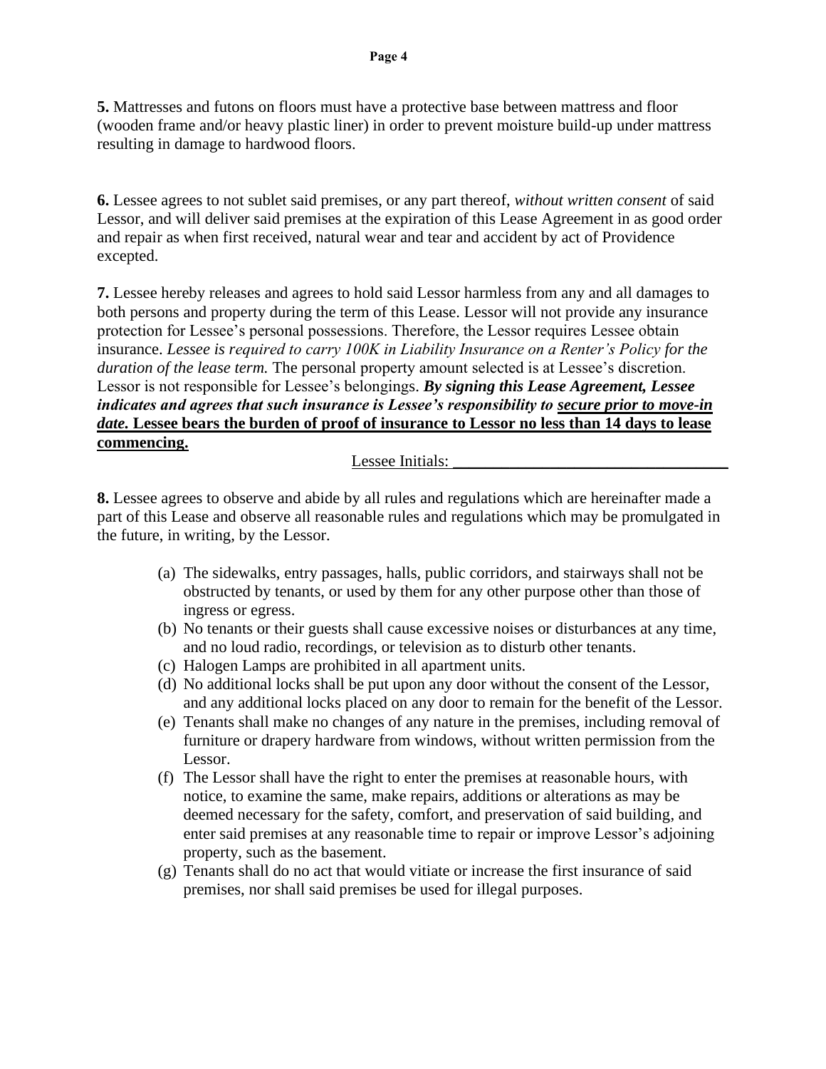**5.** Mattresses and futons on floors must have a protective base between mattress and floor (wooden frame and/or heavy plastic liner) in order to prevent moisture build-up under mattress resulting in damage to hardwood floors.

**6.** Lessee agrees to not sublet said premises, or any part thereof, *without written consent* of said Lessor, and will deliver said premises at the expiration of this Lease Agreement in as good order and repair as when first received, natural wear and tear and accident by act of Providence excepted.

**7.** Lessee hereby releases and agrees to hold said Lessor harmless from any and all damages to both persons and property during the term of this Lease. Lessor will not provide any insurance protection for Lessee's personal possessions. Therefore, the Lessor requires Lessee obtain insurance. *Lessee is required to carry 100K in Liability Insurance on a Renter's Policy for the duration of the lease term.* The personal property amount selected is at Lessee's discretion. Lessor is not responsible for Lessee's belongings. ***By signing this Lease Agreement, Lessee indicates and agrees that such insurance is Lessee's responsibility to <u>secure prior to move-in date.</u>*** **<u>Lessee bears the burden of proof of insurance to Lessor no less than 14 days to lease commencing.</u>**

Lessee Initials: ___________________________________

**8.** Lessee agrees to observe and abide by all rules and regulations which are hereinafter made a part of this Lease and observe all reasonable rules and regulations which may be promulgated in the future, in writing, by the Lessor.

(a) The sidewalks, entry passages, halls, public corridors, and stairways shall not be obstructed by tenants, or used by them for any other purpose other than those of ingress or egress.
(b) No tenants or their guests shall cause excessive noises or disturbances at any time, and no loud radio, recordings, or television as to disturb other tenants.
(c) Halogen Lamps are prohibited in all apartment units.
(d) No additional locks shall be put upon any door without the consent of the Lessor, and any additional locks placed on any door to remain for the benefit of the Lessor.
(e) Tenants shall make no changes of any nature in the premises, including removal of furniture or drapery hardware from windows, without written permission from the Lessor.
(f) The Lessor shall have the right to enter the premises at reasonable hours, with notice, to examine the same, make repairs, additions or alterations as may be deemed necessary for the safety, comfort, and preservation of said building, and enter said premises at any reasonable time to repair or improve Lessor's adjoining property, such as the basement.
(g) Tenants shall do no act that would vitiate or increase the first insurance of said premises, nor shall said premises be used for illegal purposes.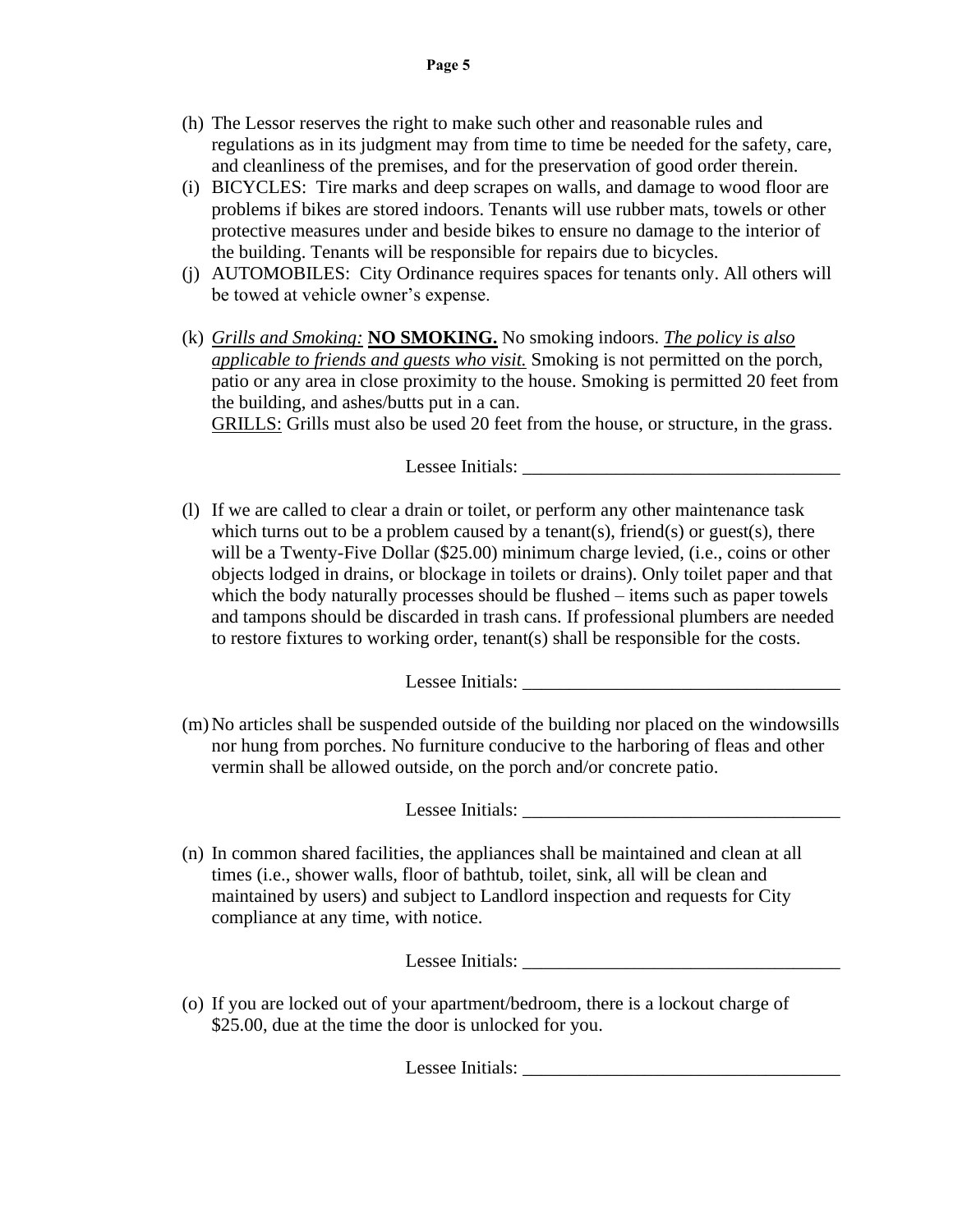(h) The Lessor reserves the right to make such other and reasonable rules and regulations as in its judgment may from time to time be needed for the safety, care, and cleanliness of the premises, and for the preservation of good order therein.

(i) BICYCLES: Tire marks and deep scrapes on walls, and damage to wood floor are problems if bikes are stored indoors. Tenants will use rubber mats, towels or other protective measures under and beside bikes to ensure no damage to the interior of the building. Tenants will be responsible for repairs due to bicycles.

(j) AUTOMOBILES: City Ordinance requires spaces for tenants only. All others will be towed at vehicle owner's expense.

(k) *Grills and Smoking:* **NO SMOKING.** No smoking indoors. *The policy is also applicable to friends and guests who visit.* Smoking is not permitted on the porch, patio or any area in close proximity to the house. Smoking is permitted 20 feet from the building, and ashes/butts put in a can.
GRILLS: Grills must also be used 20 feet from the house, or structure, in the grass.

Lessee Initials: ___________________________________

(l) If we are called to clear a drain or toilet, or perform any other maintenance task which turns out to be a problem caused by a tenant(s), friend(s) or guest(s), there will be a Twenty-Five Dollar ($25.00) minimum charge levied, (i.e., coins or other objects lodged in drains, or blockage in toilets or drains). Only toilet paper and that which the body naturally processes should be flushed – items such as paper towels and tampons should be discarded in trash cans. If professional plumbers are needed to restore fixtures to working order, tenant(s) shall be responsible for the costs.

Lessee Initials: ___________________________________

(m) No articles shall be suspended outside of the building nor placed on the windowsills nor hung from porches. No furniture conducive to the harboring of fleas and other vermin shall be allowed outside, on the porch and/or concrete patio.

Lessee Initials: ___________________________________

(n) In common shared facilities, the appliances shall be maintained and clean at all times (i.e., shower walls, floor of bathtub, toilet, sink, all will be clean and maintained by users) and subject to Landlord inspection and requests for City compliance at any time, with notice.

Lessee Initials: ___________________________________

(o) If you are locked out of your apartment/bedroom, there is a lockout charge of $25.00, due at the time the door is unlocked for you.

Lessee Initials: ___________________________________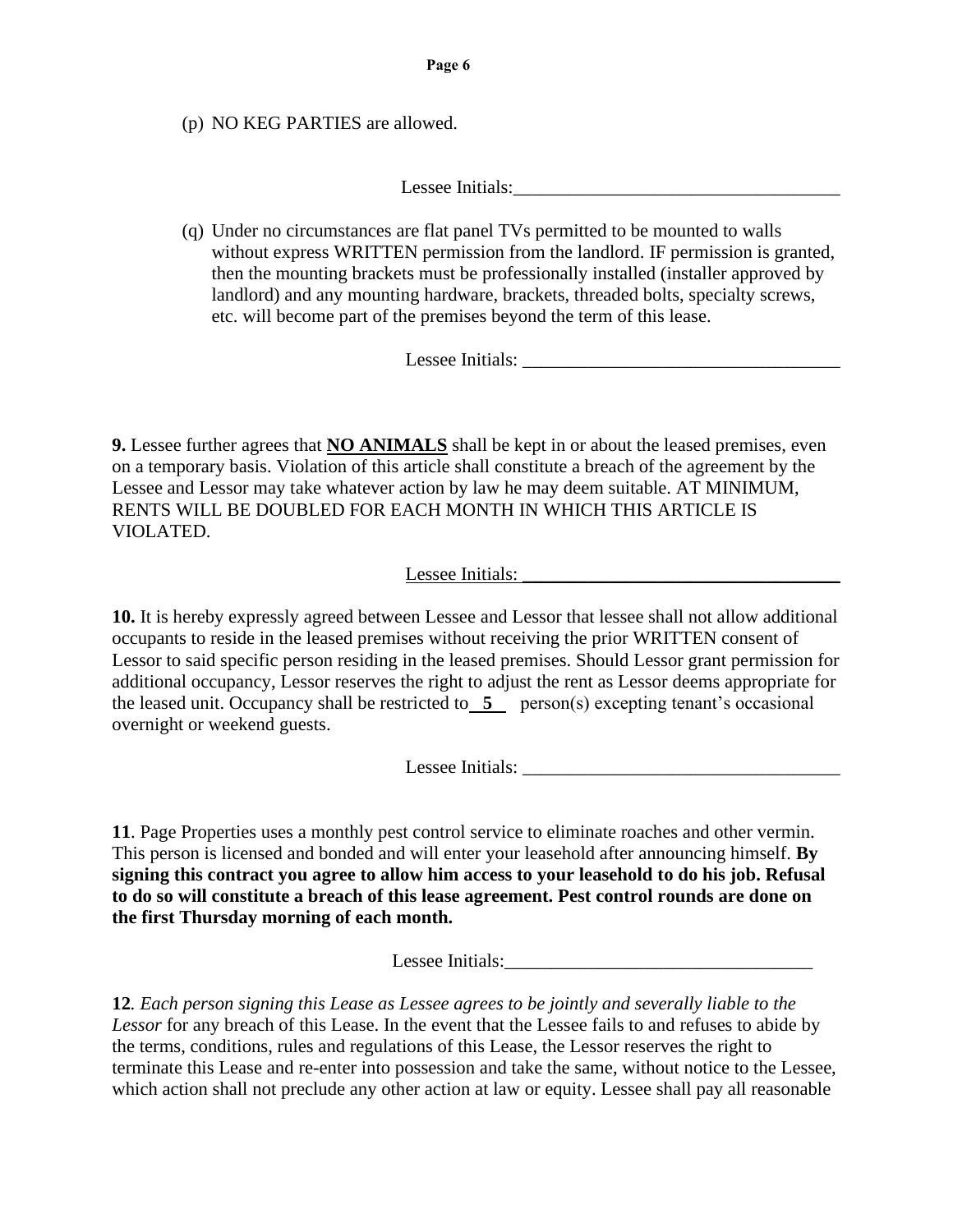(p) NO KEG PARTIES are allowed.

Lessee Initials:___________________________________

(q) Under no circumstances are flat panel TVs permitted to be mounted to walls without express WRITTEN permission from the landlord. IF permission is granted, then the mounting brackets must be professionally installed (installer approved by landlord) and any mounting hardware, brackets, threaded bolts, specialty screws, etc. will become part of the premises beyond the term of this lease.

Lessee Initials: __________________________________

**9.** Lessee further agrees that **NO ANIMALS** shall be kept in or about the leased premises, even on a temporary basis. Violation of this article shall constitute a breach of the agreement by the Lessee and Lessor may take whatever action by law he may deem suitable. AT MINIMUM, RENTS WILL BE DOUBLED FOR EACH MONTH IN WHICH THIS ARTICLE IS VIOLATED.

Lessee Initials: __________________________________

**10.** It is hereby expressly agreed between Lessee and Lessor that lessee shall not allow additional occupants to reside in the leased premises without receiving the prior WRITTEN consent of Lessor to said specific person residing in the leased premises. Should Lessor grant permission for additional occupancy, Lessor reserves the right to adjust the rent as Lessor deems appropriate for the leased unit. Occupancy shall be restricted to **5** person(s) excepting tenant's occasional overnight or weekend guests.

Lessee Initials: __________________________________

**11**. Page Properties uses a monthly pest control service to eliminate roaches and other vermin. This person is licensed and bonded and will enter your leasehold after announcing himself. **By signing this contract you agree to allow him access to your leasehold to do his job. Refusal to do so will constitute a breach of this lease agreement. Pest control rounds are done on the first Thursday morning of each month.**

Lessee Initials:_________________________________

**12**. *Each person signing this Lease as Lessee agrees to be jointly and severally liable to the Lessor* for any breach of this Lease. In the event that the Lessee fails to and refuses to abide by the terms, conditions, rules and regulations of this Lease, the Lessor reserves the right to terminate this Lease and re-enter into possession and take the same, without notice to the Lessee, which action shall not preclude any other action at law or equity. Lessee shall pay all reasonable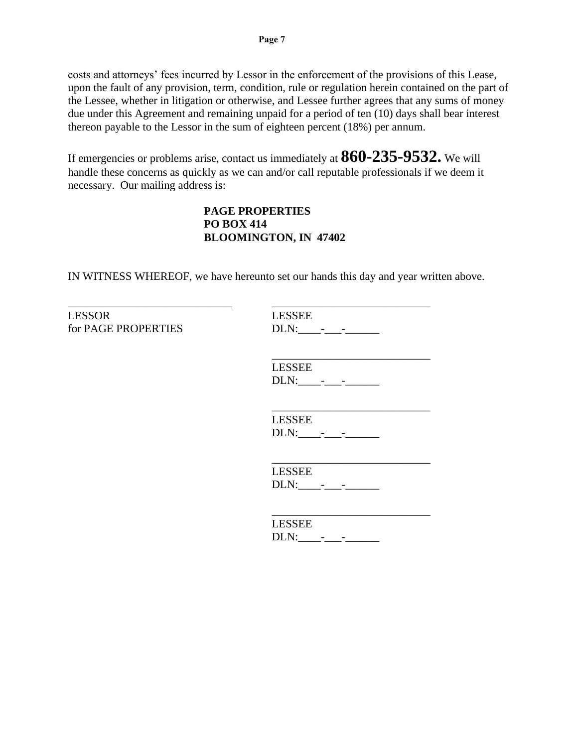costs and attorneys' fees incurred by Lessor in the enforcement of the provisions of this Lease, upon the fault of any provision, term, condition, rule or regulation herein contained on the part of the Lessee, whether in litigation or otherwise, and Lessee further agrees that any sums of money due under this Agreement and remaining unpaid for a period of ten (10) days shall bear interest thereon payable to the Lessor in the sum of eighteen percent (18%) per annum.

If emergencies or problems arise, contact us immediately at **860-235-9532.** We will handle these concerns as quickly as we can and/or call reputable professionals if we deem it necessary. Our mailing address is:

**PAGE PROPERTIES**
**PO BOX 414**
**BLOOMINGTON, IN 47402**

IN WITNESS WHEREOF, we have hereunto set our hands this day and year written above.

| | |
|---|---|
| ______________________________ | ____________________________ |
| LESSOR | LESSEE |
| for PAGE PROPERTIES | DLN:____-___-______ |
| | ____________________________ |
| | LESSEE |
| | DLN:____-___-______ |
| | ____________________________ |
| | LESSEE |
| | DLN:____-___-______ |
| | ____________________________ |
| | LESSEE |
| | DLN:____-___-______ |
| | ____________________________ |
| | LESSEE |
| | DLN:____-___-______ |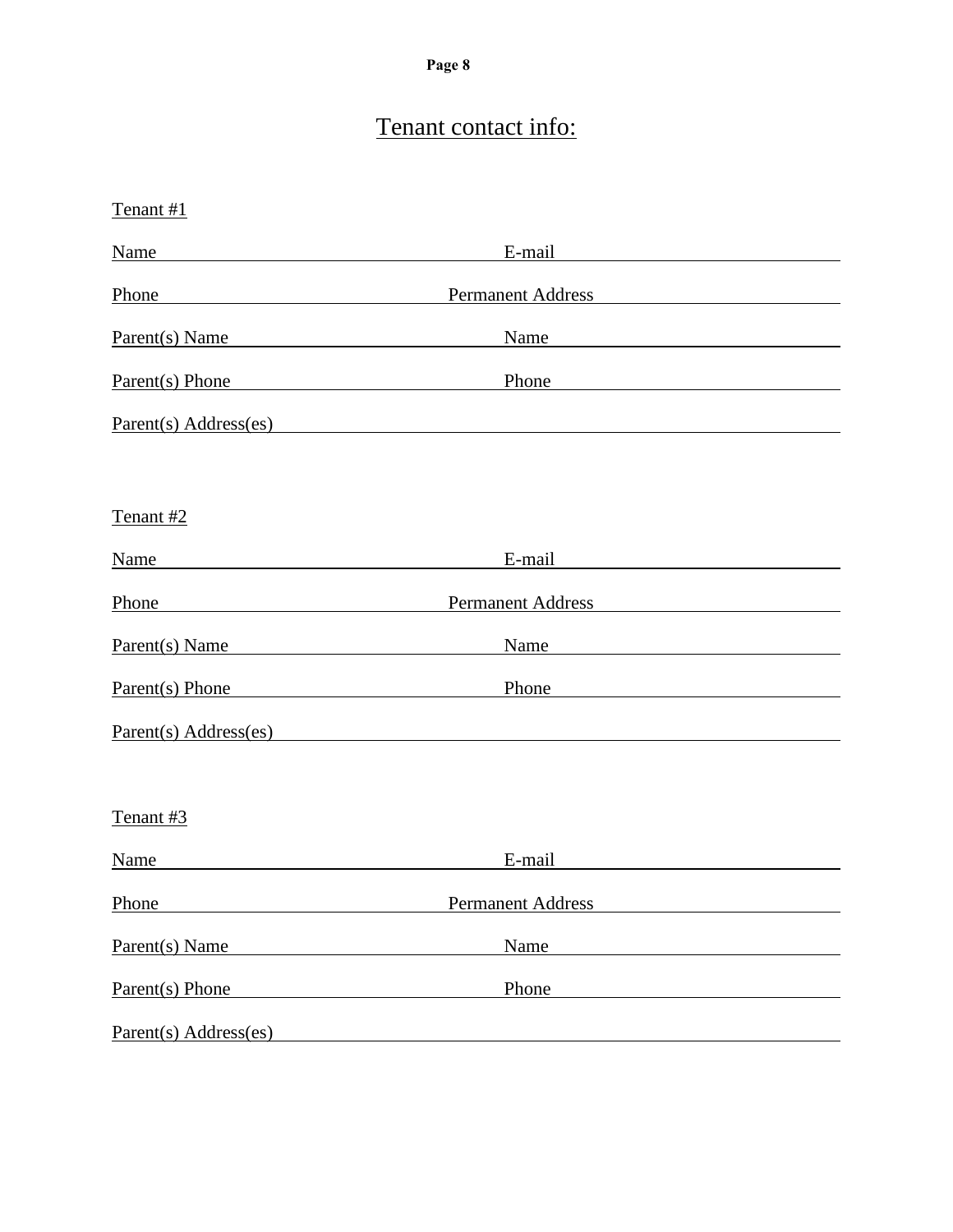# Tenant contact info:

Tenant #1

Name \_\_\_\_\_\_\_\_\_\_\_\_\_\_\_\_\_\_\_\_ E-mail \_\_\_\_\_\_\_\_\_\_\_\_\_\_\_\_\_\_\_\_

Phone \_\_\_\_\_\_\_\_\_\_\_\_\_\_\_\_\_\_\_\_ Permanent Address \_\_\_\_\_\_\_\_\_\_\_\_\_\_\_\_\_\_\_\_

Parent(s) Name \_\_\_\_\_\_\_\_\_\_\_\_\_\_\_\_\_\_\_\_ Name \_\_\_\_\_\_\_\_\_\_\_\_\_\_\_\_\_\_\_\_

Parent(s) Phone \_\_\_\_\_\_\_\_\_\_\_\_\_\_\_\_\_\_\_\_ Phone \_\_\_\_\_\_\_\_\_\_\_\_\_\_\_\_\_\_\_\_

Parent(s) Address(es) \_\_\_\_\_\_\_\_\_\_\_\_\_\_\_\_\_\_\_\_\_\_\_\_\_\_\_\_\_\_\_\_\_\_\_\_\_\_\_\_

Tenant #2

Name \_\_\_\_\_\_\_\_\_\_\_\_\_\_\_\_\_\_\_\_ E-mail \_\_\_\_\_\_\_\_\_\_\_\_\_\_\_\_\_\_\_\_

Phone \_\_\_\_\_\_\_\_\_\_\_\_\_\_\_\_\_\_\_\_ Permanent Address \_\_\_\_\_\_\_\_\_\_\_\_\_\_\_\_\_\_\_\_

Parent(s) Name \_\_\_\_\_\_\_\_\_\_\_\_\_\_\_\_\_\_\_\_ Name \_\_\_\_\_\_\_\_\_\_\_\_\_\_\_\_\_\_\_\_

Parent(s) Phone \_\_\_\_\_\_\_\_\_\_\_\_\_\_\_\_\_\_\_\_ Phone \_\_\_\_\_\_\_\_\_\_\_\_\_\_\_\_\_\_\_\_

Parent(s) Address(es) \_\_\_\_\_\_\_\_\_\_\_\_\_\_\_\_\_\_\_\_\_\_\_\_\_\_\_\_\_\_\_\_\_\_\_\_\_\_\_\_

Tenant #3

Name \_\_\_\_\_\_\_\_\_\_\_\_\_\_\_\_\_\_\_\_ E-mail \_\_\_\_\_\_\_\_\_\_\_\_\_\_\_\_\_\_\_\_

Phone \_\_\_\_\_\_\_\_\_\_\_\_\_\_\_\_\_\_\_\_ Permanent Address \_\_\_\_\_\_\_\_\_\_\_\_\_\_\_\_\_\_\_\_

Parent(s) Name \_\_\_\_\_\_\_\_\_\_\_\_\_\_\_\_\_\_\_\_ Name \_\_\_\_\_\_\_\_\_\_\_\_\_\_\_\_\_\_\_\_

Parent(s) Phone \_\_\_\_\_\_\_\_\_\_\_\_\_\_\_\_\_\_\_\_ Phone \_\_\_\_\_\_\_\_\_\_\_\_\_\_\_\_\_\_\_\_

Parent(s) Address(es) \_\_\_\_\_\_\_\_\_\_\_\_\_\_\_\_\_\_\_\_\_\_\_\_\_\_\_\_\_\_\_\_\_\_\_\_\_\_\_\_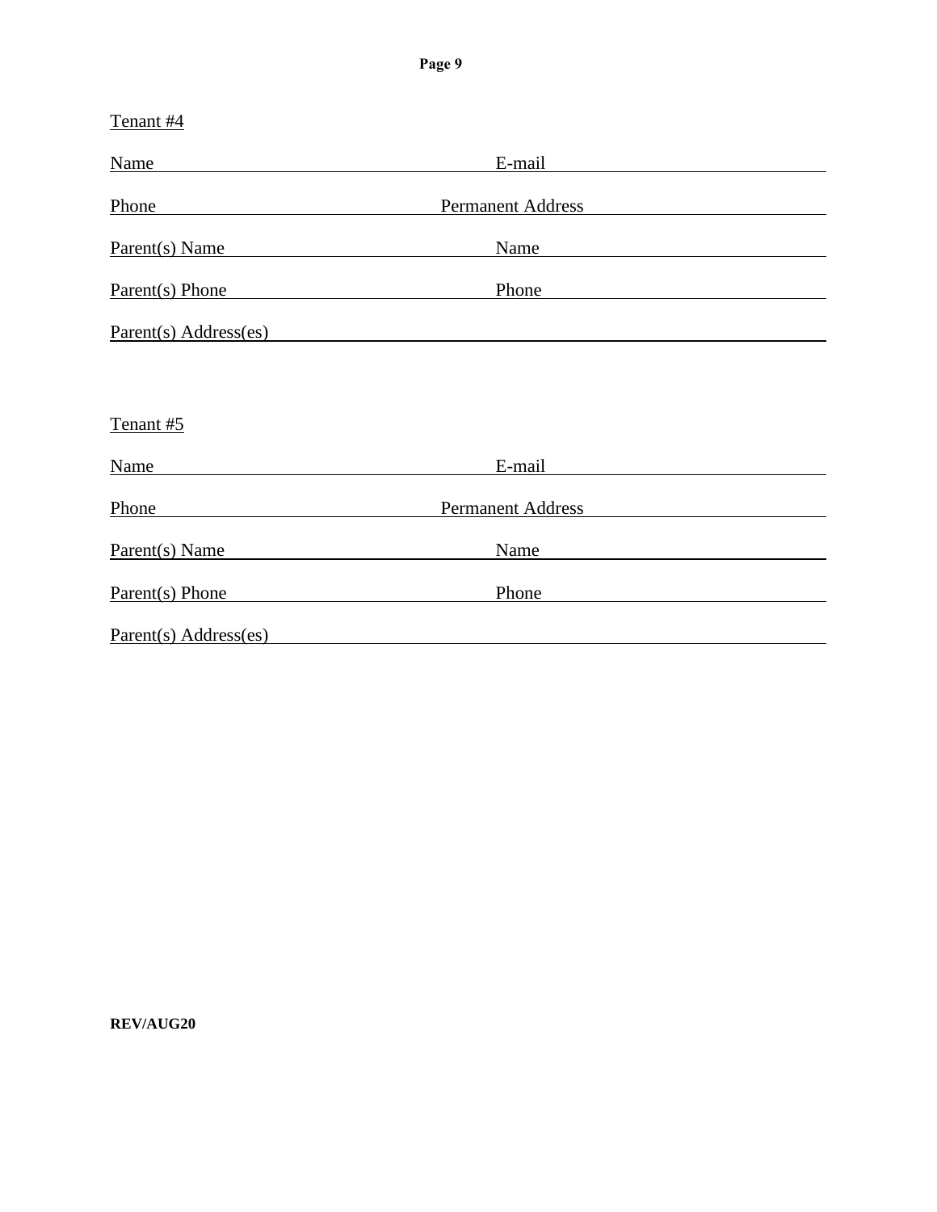Tenant #4

Name \_\_\_\_\_\_\_\_\_\_\_\_\_\_\_\_\_\_\_\_\_\_\_\_\_\_\_\_\_\_ E-mail \_\_\_\_\_\_\_\_\_\_\_\_\_\_\_\_\_\_\_\_\_\_\_\_\_\_\_\_\_\_

Phone \_\_\_\_\_\_\_\_\_\_\_\_\_\_\_\_\_\_\_\_\_\_\_\_\_\_ Permanent Address \_\_\_\_\_\_\_\_\_\_\_\_\_\_\_\_\_\_\_\_\_\_\_\_\_\_

Parent(s) Name \_\_\_\_\_\_\_\_\_\_\_\_\_\_\_\_\_\_\_\_\_\_\_\_ Name \_\_\_\_\_\_\_\_\_\_\_\_\_\_\_\_\_\_\_\_\_\_\_\_\_\_\_\_\_\_

Parent(s) Phone \_\_\_\_\_\_\_\_\_\_\_\_\_\_\_\_\_\_\_\_\_\_\_\_ Phone \_\_\_\_\_\_\_\_\_\_\_\_\_\_\_\_\_\_\_\_\_\_\_\_\_\_\_\_\_\_

Parent(s) Address(es) \_\_\_\_\_\_\_\_\_\_\_\_\_\_\_\_\_\_\_\_\_\_\_\_\_\_\_\_\_\_\_\_\_\_\_\_\_\_\_\_\_\_\_\_\_\_\_\_\_\_\_\_\_\_

Tenant #5

Name \_\_\_\_\_\_\_\_\_\_\_\_\_\_\_\_\_\_\_\_\_\_\_\_\_\_\_\_\_\_ E-mail \_\_\_\_\_\_\_\_\_\_\_\_\_\_\_\_\_\_\_\_\_\_\_\_\_\_\_\_\_\_

Phone \_\_\_\_\_\_\_\_\_\_\_\_\_\_\_\_\_\_\_\_\_\_\_\_\_\_ Permanent Address \_\_\_\_\_\_\_\_\_\_\_\_\_\_\_\_\_\_\_\_\_\_\_\_\_\_

Parent(s) Name \_\_\_\_\_\_\_\_\_\_\_\_\_\_\_\_\_\_\_\_\_\_\_\_ Name \_\_\_\_\_\_\_\_\_\_\_\_\_\_\_\_\_\_\_\_\_\_\_\_\_\_\_\_\_\_

Parent(s) Phone \_\_\_\_\_\_\_\_\_\_\_\_\_\_\_\_\_\_\_\_\_\_\_\_ Phone \_\_\_\_\_\_\_\_\_\_\_\_\_\_\_\_\_\_\_\_\_\_\_\_\_\_\_\_\_\_

Parent(s) Address(es) \_\_\_\_\_\_\_\_\_\_\_\_\_\_\_\_\_\_\_\_\_\_\_\_\_\_\_\_\_\_\_\_\_\_\_\_\_\_\_\_\_\_\_\_\_\_\_\_\_\_\_\_\_\_

**REV/AUG20**